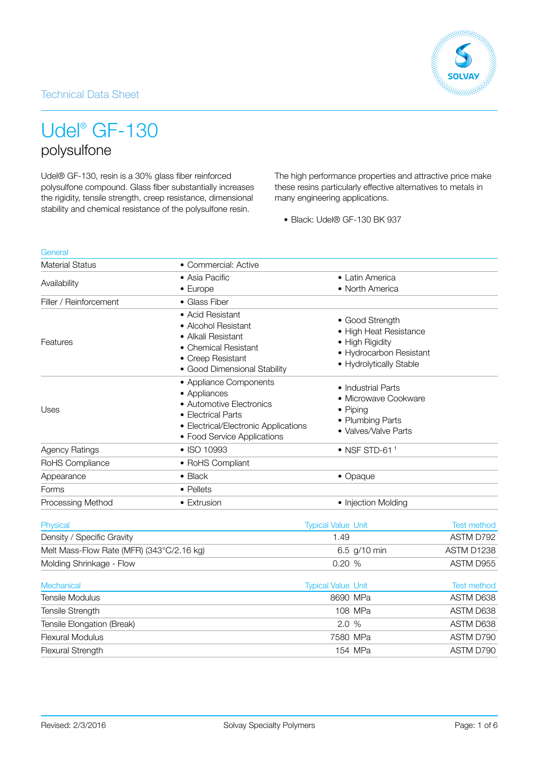Technical Data Sheet

# Udel® GF-130

## polysulfone

Udel® GF-130, resin is a 30% glass fiber reinforced polysulfone compound. Glass fiber substantially increases the rigidity, tensile strength, creep resistance, dimensional stability and chemical resistance of the polysulfone resin.

The high performance properties and attractive price make these resins particularly effective alternatives to metals in many engineering applications.

- Black: Udel® GF-130 BK 937

### General

| | | |
|---|---|---|
| Material Status | • Commercial: Active | |
| Availability | • Asia Pacific<br>• Europe | • Latin America<br>• North America |
| Filler / Reinforcement | • Glass Fiber | |
| Features | • Acid Resistant<br>• Alcohol Resistant<br>• Alkali Resistant<br>• Chemical Resistant<br>• Creep Resistant<br>• Good Dimensional Stability | • Good Strength<br>• High Heat Resistance<br>• High Rigidity<br>• Hydrocarbon Resistant<br>• Hydrolytically Stable |
| Uses | • Appliance Components<br>• Appliances<br>• Automotive Electronics<br>• Electrical Parts<br>• Electrical/Electronic Applications<br>• Food Service Applications | • Industrial Parts<br>• Microwave Cookware<br>• Piping<br>• Plumbing Parts<br>• Valves/Valve Parts |
| Agency Ratings | • ISO 10993 | • NSF STD-61 [1] |
| RoHS Compliance | • RoHS Compliant | |
| Appearance | • Black | • Opaque |
| Forms | • Pellets | |
| Processing Method | • Extrusion | • Injection Molding |

| Physical | Typical Value | Unit | Test method |
|---|---|---|---|
| Density / Specific Gravity | 1.49 | | ASTM D792 |
| Melt Mass-Flow Rate (MFR) (343°C/2.16 kg) | 6.5 | g/10 min | ASTM D1238 |
| Molding Shrinkage - Flow | 0.20 | % | ASTM D955 |

| Mechanical | Typical Value | Unit | Test method |
|---|---|---|---|
| Tensile Modulus | 8690 | MPa | ASTM D638 |
| Tensile Strength | 108 | MPa | ASTM D638 |
| Tensile Elongation (Break) | 2.0 | % | ASTM D638 |
| Flexural Modulus | 7580 | MPa | ASTM D790 |
| Flexural Strength | 154 | MPa | ASTM D790 |

Revised: 2/3/2016 Solvay Specialty Polymers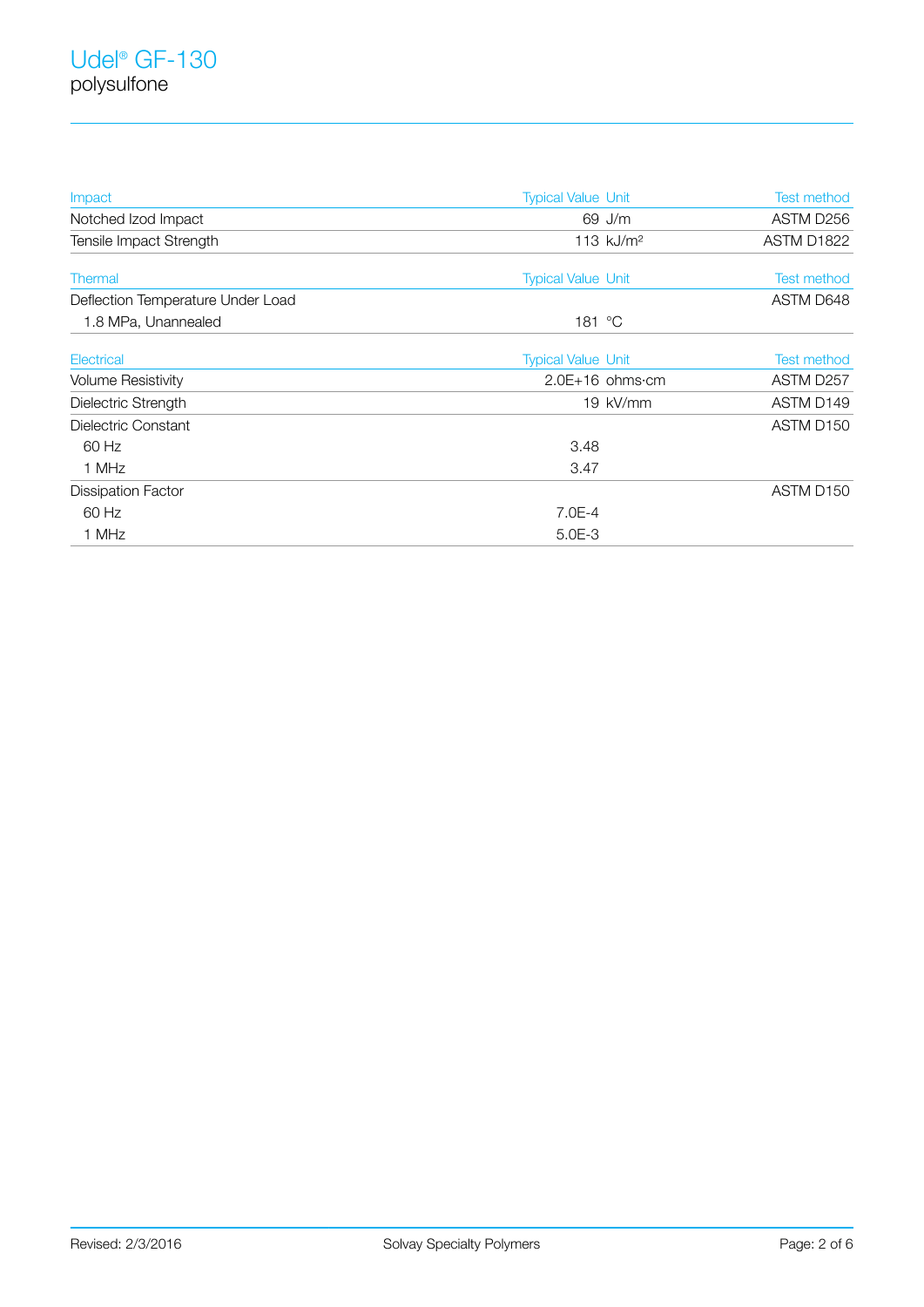| Impact | Typical Value | Unit | Test method |
|---|---|---|---|
| Notched Izod Impact | 69 | J/m | ASTM D256 |
| Tensile Impact Strength | 113 | kJ/m² | ASTM D1822 |

| Thermal | Typical Value | Unit | Test method |
|---|---|---|---|
| Deflection Temperature Under Load | | | ASTM D648 |
| 1.8 MPa, Unannealed | 181 | °C | |

| Electrical | Typical Value | Unit | Test method |
|---|---|---|---|
| Volume Resistivity | 2.0E+16 | ohms·cm | ASTM D257 |
| Dielectric Strength | 19 | kV/mm | ASTM D149 |
| Dielectric Constant | | | ASTM D150 |
| 60 Hz | 3.48 | | |
| 1 MHz | 3.47 | | |
| Dissipation Factor | | | ASTM D150 |
| 60 Hz | 7.0E-4 | | |
| 1 MHz | 5.0E-3 | | |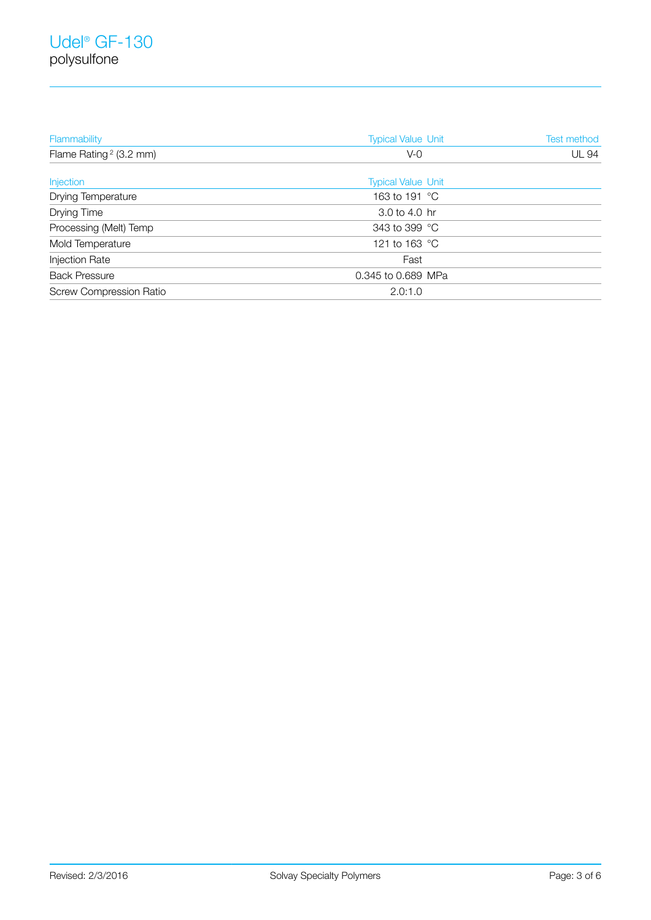# Udel® GF-130

polysulfone

| Flammability | Typical Value | Unit | Test method |
| --- | --- | --- | --- |
| Flame Rating [2] (3.2 mm) | V-0 | | UL 94 |

| Injection | Typical Value | Unit |
| --- | --- | --- |
| Drying Temperature | 163 to 191 | °C |
| Drying Time | 3.0 to 4.0 | hr |
| Processing (Melt) Temp | 343 to 399 | °C |
| Mold Temperature | 121 to 163 | °C |
| Injection Rate | Fast | |
| Back Pressure | 0.345 to 0.689 | MPa |
| Screw Compression Ratio | 2.0:1.0 | |

Revised: 2/3/2016

Solvay Specialty Polymers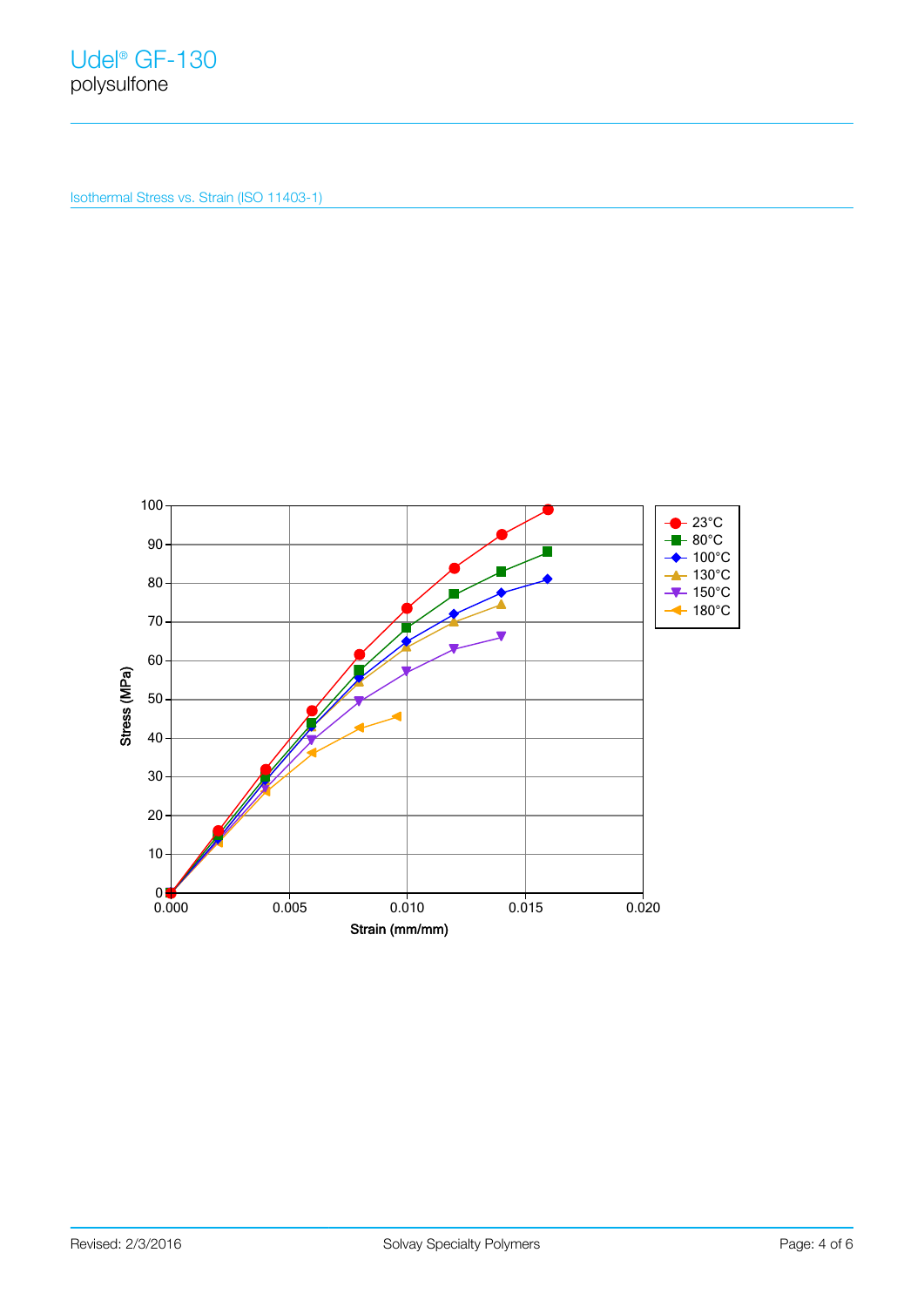## Isothermal Stress vs. Strain (ISO 11403-1)

Stress (MPa)

100
90
80
70
60
50
40
30
20
10
0

0.000
0.005
0.010
0.015
0.020

Strain (mm/mm)

23°C
80°C
100°C
130°C
150°C
180°C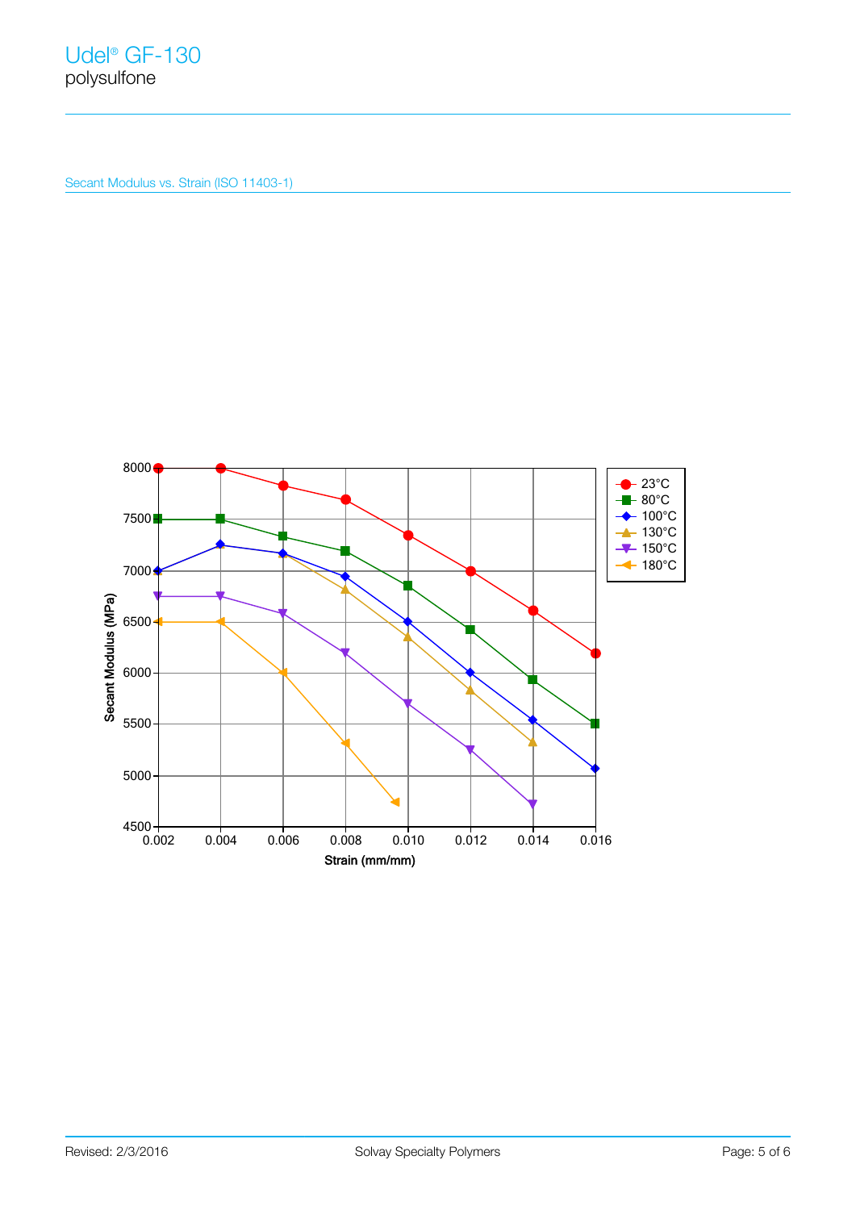## Secant Modulus vs. Strain (ISO 11403-1)

Secant Modulus (MPa)

8000
7500
7000
6500
6000
5500
5000
4500

Strain (mm/mm)

0.002
0.004
0.006
0.008
0.010
0.012
0.014
0.016

23°C
80°C
100°C
130°C
150°C
180°C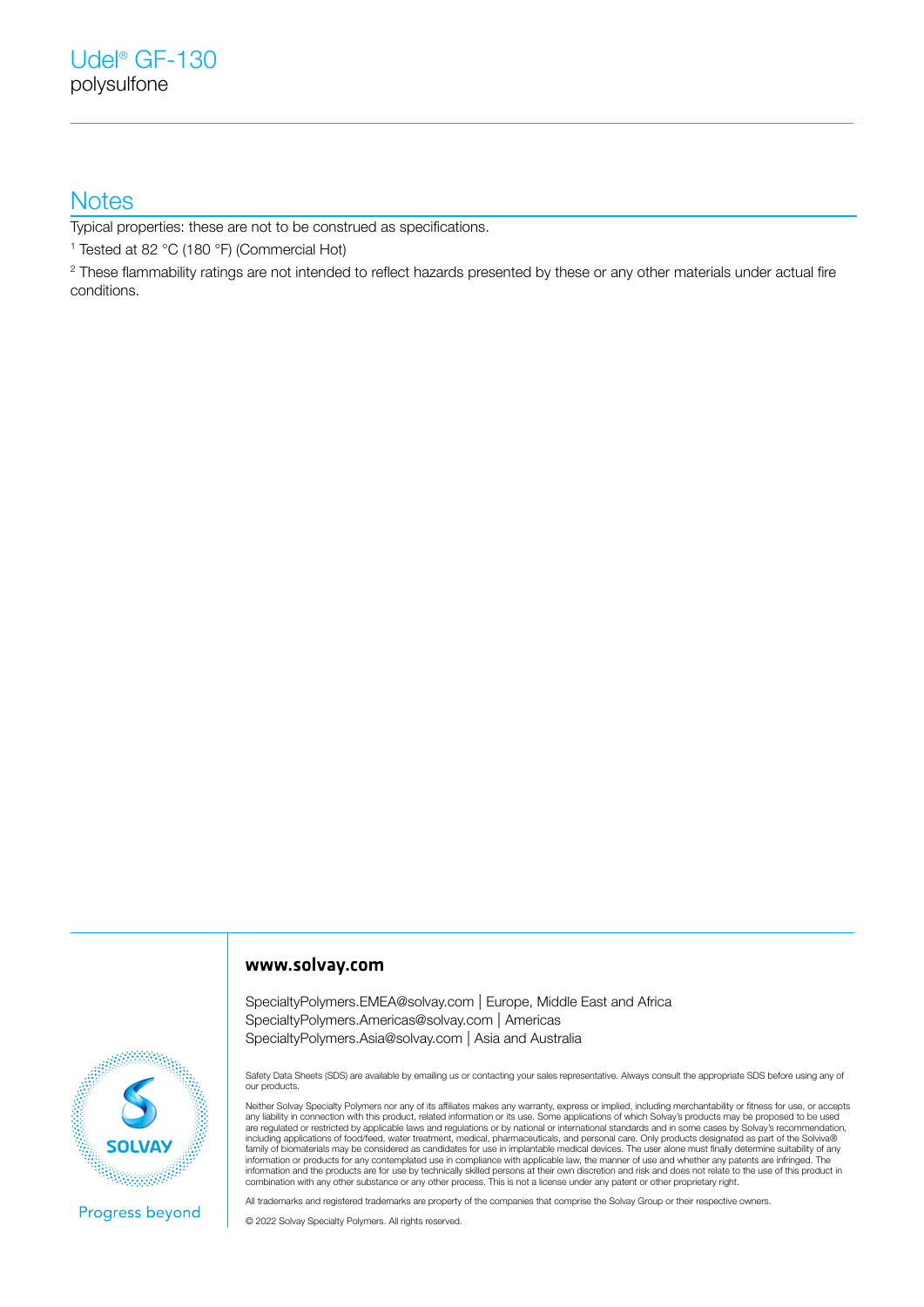# Udel® GF-130
polysulfone

## Notes

Typical properties: these are not to be construed as specifications.

[1] Tested at 82 °C (180 °F) (Commercial Hot)

[2] These flammability ratings are not intended to reflect hazards presented by these or any other materials under actual fire conditions.

**www.solvay.com**

SpecialtyPolymers.EMEA@solvay.com | Europe, Middle East and Africa
SpecialtyPolymers.Americas@solvay.com | Americas
SpecialtyPolymers.Asia@solvay.com | Asia and Australia

Safety Data Sheets (SDS) are available by emailing us or contacting your sales representative. Always consult the appropriate SDS before using any of our products.

Neither Solvay Specialty Polymers nor any of its affiliates makes any warranty, express or implied, including merchantability or fitness for use, or accepts any liability in connection with this product, related information or its use. Some applications of which Solvay's products may be proposed to be used are regulated or restricted by applicable laws and regulations or by national or international standards and in some cases by Solvay's recommendation, including applications of food/feed, water treatment, medical, pharmaceuticals, and personal care. Only products designated as part of the Solviva® family of biomaterials may be considered as candidates for use in implantable medical devices. The user alone must finally determine suitability of any information or products for any contemplated use in compliance with applicable law, the manner of use and whether any patents are infringed. The information and the products are for use by technically skilled persons at their own discretion and risk and does not relate to the use of this product in combination with any other substance or any other process. This is not a license under any patent or other proprietary right.

All trademarks and registered trademarks are property of the companies that comprise the Solvay Group or their respective owners.

© 2022 Solvay Specialty Polymers. All rights reserved.

SOLVAY

Progress beyond